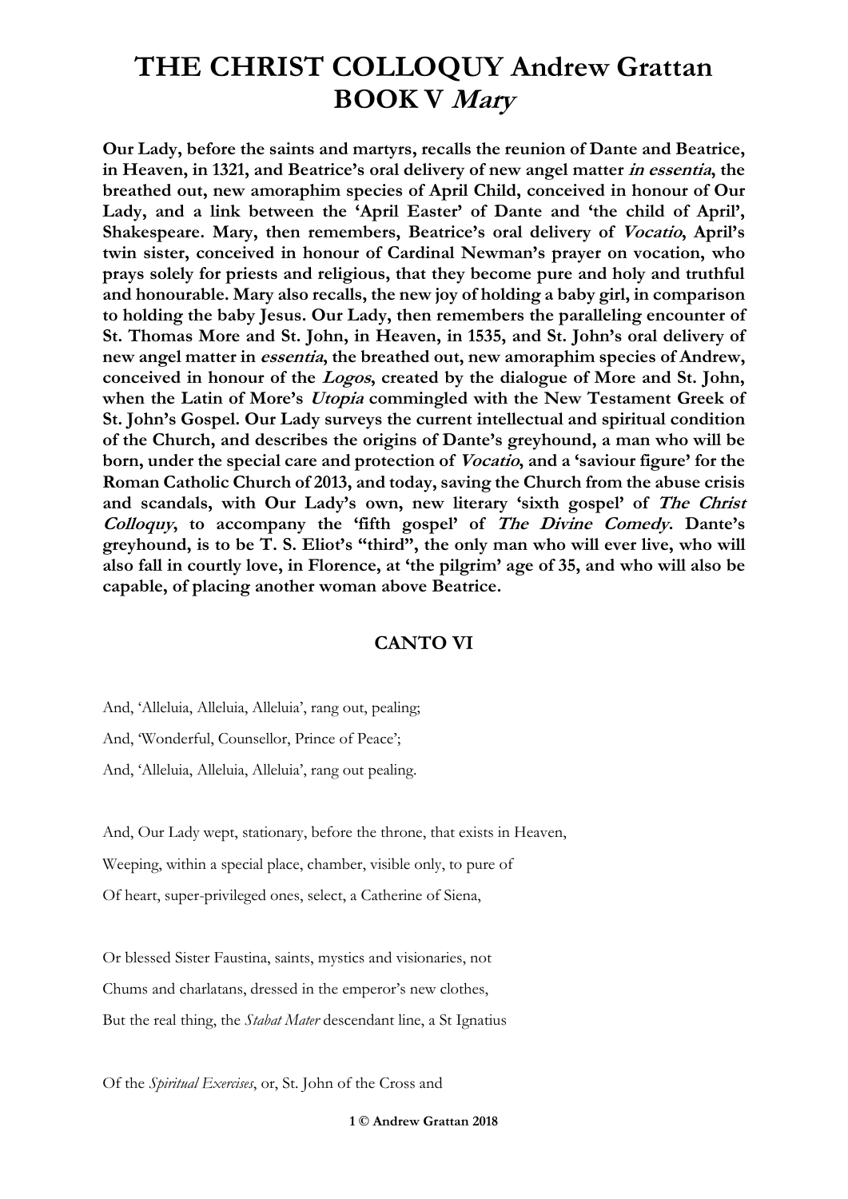# THE CHRIST COLLOQUY Andrew Grattan BOOK V *Mary*

**Our Lady, before the saints and martyrs, recalls the reunion of Dante and Beatrice, in Heaven, in 1321, and Beatrice's oral delivery of new angel matter *in essentia*, the breathed out, new amoraphim species of April Child, conceived in honour of Our Lady, and a link between the 'April Easter' of Dante and 'the child of April', Shakespeare. Mary, then remembers, Beatrice's oral delivery of *Vocatio*, April's twin sister, conceived in honour of Cardinal Newman's prayer on vocation, who prays solely for priests and religious, that they become pure and holy and truthful and honourable. Mary also recalls, the new joy of holding a baby girl, in comparison to holding the baby Jesus. Our Lady, then remembers the paralleling encounter of St. Thomas More and St. John, in Heaven, in 1535, and St. John's oral delivery of new angel matter in *essentia*, the breathed out, new amoraphim species of Andrew, conceived in honour of the *Logos*, created by the dialogue of More and St. John, when the Latin of More's *Utopia* commingled with the New Testament Greek of St. John's Gospel. Our Lady surveys the current intellectual and spiritual condition of the Church, and describes the origins of Dante's greyhound, a man who will be born, under the special care and protection of *Vocatio*, and a 'saviour figure' for the Roman Catholic Church of 2013, and today, saving the Church from the abuse crisis and scandals, with Our Lady's own, new literary 'sixth gospel' of *The Christ Colloquy*, to accompany the 'fifth gospel' of *The Divine Comedy*. Dante's greyhound, is to be T. S. Eliot's "third", the only man who will ever live, who will also fall in courtly love, in Florence, at 'the pilgrim' age of 35, and who will also be capable, of placing another woman above Beatrice.**

## CANTO VI

And, 'Alleluia, Alleluia, Alleluia', rang out, pealing;
And, 'Wonderful, Counsellor, Prince of Peace';
And, 'Alleluia, Alleluia, Alleluia', rang out pealing.

And, Our Lady wept, stationary, before the throne, that exists in Heaven,
Weeping, within a special place, chamber, visible only, to pure of
Of heart, super-privileged ones, select, a Catherine of Siena,

Or blessed Sister Faustina, saints, mystics and visionaries, not
Chums and charlatans, dressed in the emperor's new clothes,
But the real thing, the *Stabat Mater* descendant line, a St Ignatius

Of the *Spiritual Exercises*, or, St. John of the Cross and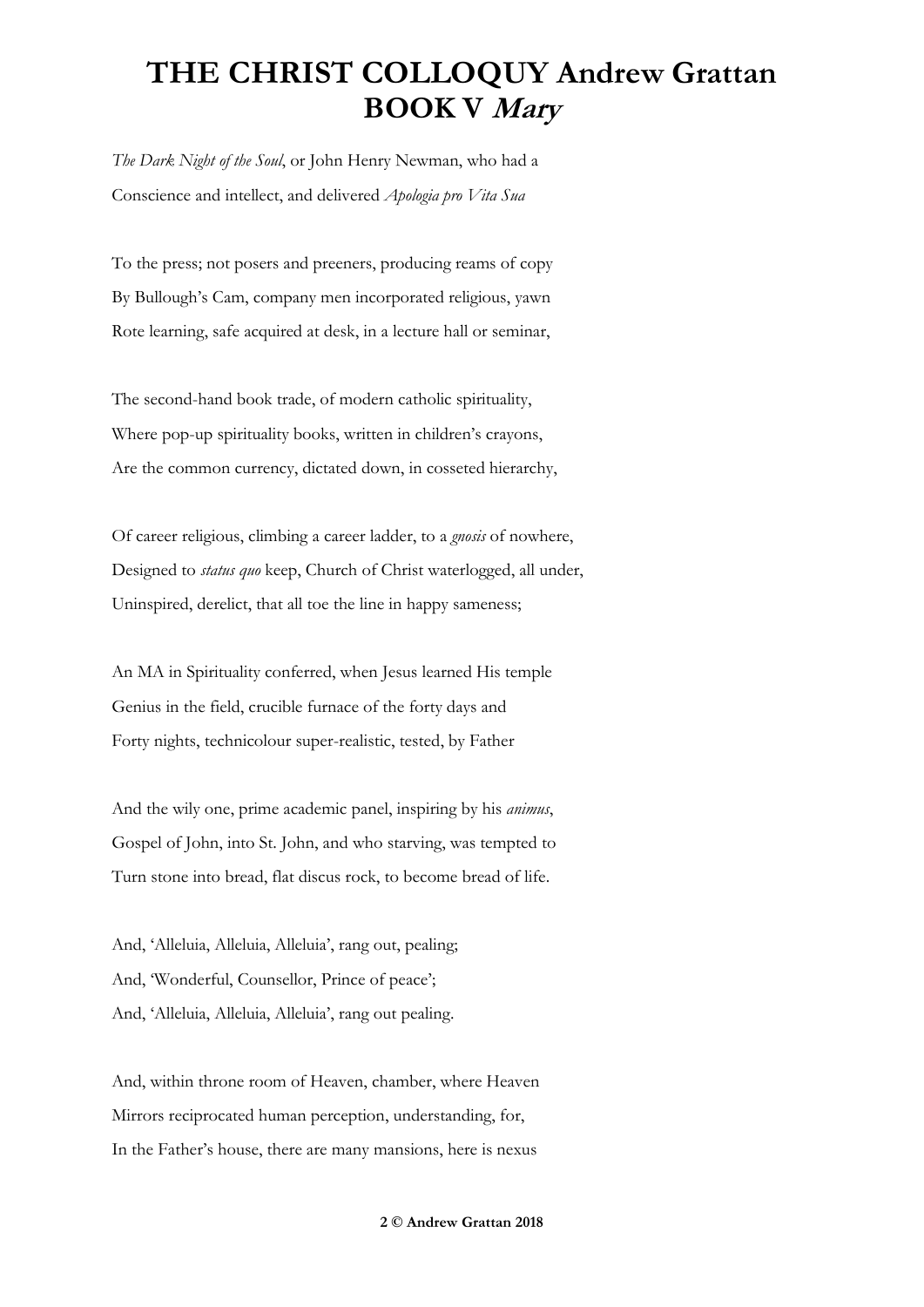# THE CHRIST COLLOQUY Andrew Grattan
# BOOK V *Mary*

*The Dark Night of the Soul*, or John Henry Newman, who had a
Conscience and intellect, and delivered *Apologia pro Vita Sua*

To the press; not posers and preeners, producing reams of copy
By Bullough's Cam, company men incorporated religious, yawn
Rote learning, safe acquired at desk, in a lecture hall or seminar,

The second-hand book trade, of modern catholic spirituality,
Where pop-up spirituality books, written in children's crayons,
Are the common currency, dictated down, in cosseted hierarchy,

Of career religious, climbing a career ladder, to a *gnosis* of nowhere,
Designed to *status quo* keep, Church of Christ waterlogged, all under,
Uninspired, derelict, that all toe the line in happy sameness;

An MA in Spirituality conferred, when Jesus learned His temple
Genius in the field, crucible furnace of the forty days and
Forty nights, technicolour super-realistic, tested, by Father

And the wily one, prime academic panel, inspiring by his *animus*,
Gospel of John, into St. John, and who starving, was tempted to
Turn stone into bread, flat discus rock, to become bread of life.

And, 'Alleluia, Alleluia, Alleluia', rang out, pealing;
And, 'Wonderful, Counsellor, Prince of peace';
And, 'Alleluia, Alleluia, Alleluia', rang out pealing.

And, within throne room of Heaven, chamber, where Heaven
Mirrors reciprocated human perception, understanding, for,
In the Father's house, there are many mansions, here is nexus

© Andrew Grattan 2018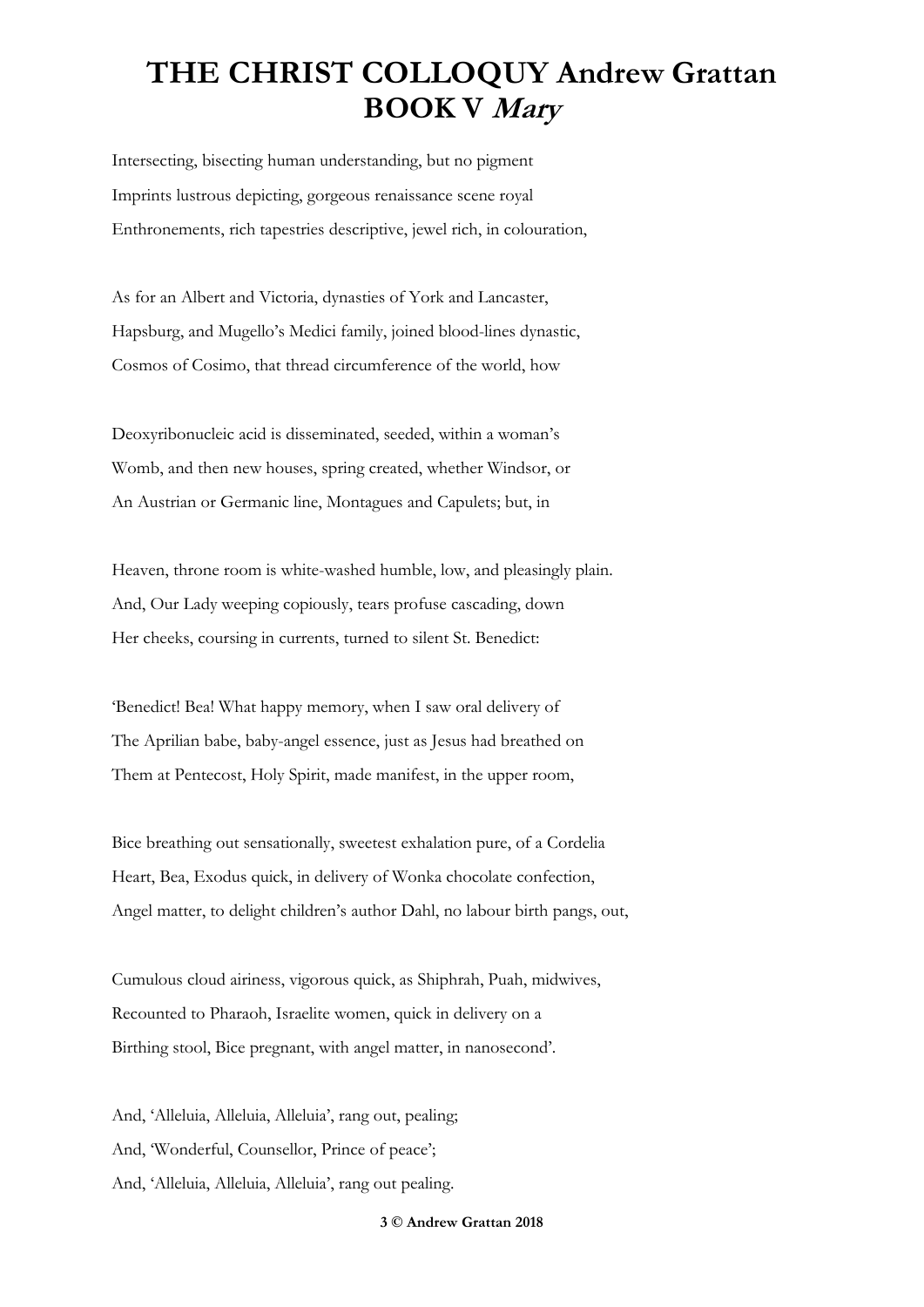# THE CHRIST COLLOQUY Andrew Grattan
## BOOK V *Mary*

Intersecting, bisecting human understanding, but no pigment
Imprints lustrous depicting, gorgeous renaissance scene royal
Enthronements, rich tapestries descriptive, jewel rich, in colouration,

As for an Albert and Victoria, dynasties of York and Lancaster,
Hapsburg, and Mugello's Medici family, joined blood-lines dynastic,
Cosmos of Cosimo, that thread circumference of the world, how

Deoxyribonucleic acid is disseminated, seeded, within a woman's
Womb, and then new houses, spring created, whether Windsor, or
An Austrian or Germanic line, Montagues and Capulets; but, in

Heaven, throne room is white-washed humble, low, and pleasingly plain.
And, Our Lady weeping copiously, tears profuse cascading, down
Her cheeks, coursing in currents, turned to silent St. Benedict:

'Benedict! Bea! What happy memory, when I saw oral delivery of
The Aprilian babe, baby-angel essence, just as Jesus had breathed on
Them at Pentecost, Holy Spirit, made manifest, in the upper room,

Bice breathing out sensationally, sweetest exhalation pure, of a Cordelia
Heart, Bea, Exodus quick, in delivery of Wonka chocolate confection,
Angel matter, to delight children's author Dahl, no labour birth pangs, out,

Cumulous cloud airiness, vigorous quick, as Shiphrah, Puah, midwives,
Recounted to Pharaoh, Israelite women, quick in delivery on a
Birthing stool, Bice pregnant, with angel matter, in nanosecond'.

And, 'Alleluia, Alleluia, Alleluia', rang out, pealing;
And, 'Wonderful, Counsellor, Prince of peace';
And, 'Alleluia, Alleluia, Alleluia', rang out pealing.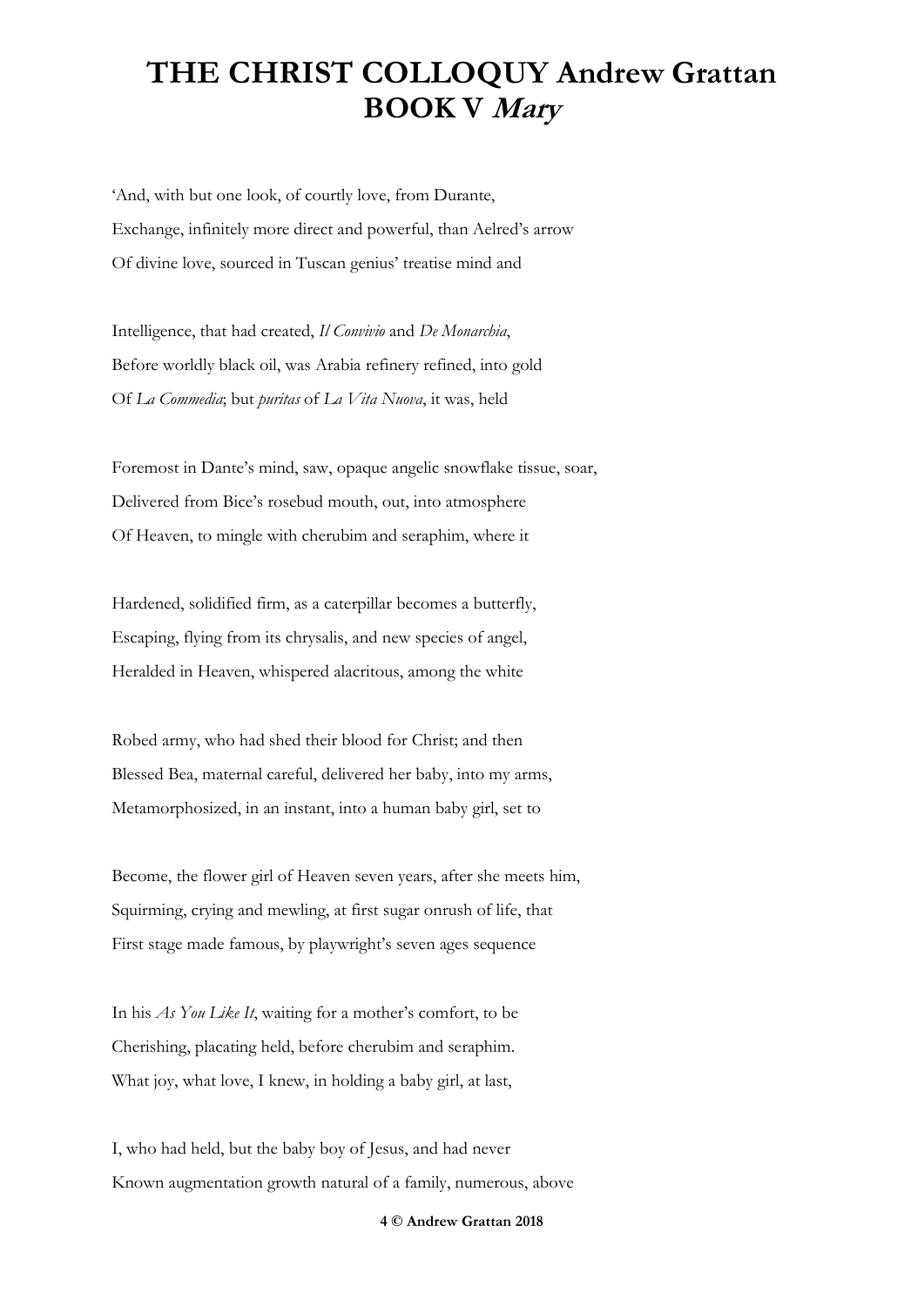# THE CHRIST COLLOQUY Andrew Grattan
## BOOK V *Mary*

'And, with but one look, of courtly love, from Durante,
Exchange, infinitely more direct and powerful, than Aelred's arrow
Of divine love, sourced in Tuscan genius' treatise mind and

Intelligence, that had created, *Il Convivio* and *De Monarchia*,
Before worldly black oil, was Arabia refinery refined, into gold
Of *La Commedia*; but *puritas* of *La Vita Nuova*, it was, held

Foremost in Dante's mind, saw, opaque angelic snowflake tissue, soar,
Delivered from Bice's rosebud mouth, out, into atmosphere
Of Heaven, to mingle with cherubim and seraphim, where it

Hardened, solidified firm, as a caterpillar becomes a butterfly,
Escaping, flying from its chrysalis, and new species of angel,
Heralded in Heaven, whispered alacritous, among the white

Robed army, who had shed their blood for Christ; and then
Blessed Bea, maternal careful, delivered her baby, into my arms,
Metamorphosized, in an instant, into a human baby girl, set to

Become, the flower girl of Heaven seven years, after she meets him,
Squirming, crying and mewling, at first sugar onrush of life, that
First stage made famous, by playwright's seven ages sequence

In his *As You Like It*, waiting for a mother's comfort, to be
Cherishing, placating held, before cherubim and seraphim.
What joy, what love, I knew, in holding a baby girl, at last,

I, who had held, but the baby boy of Jesus, and had never
Known augmentation growth natural of a family, numerous, above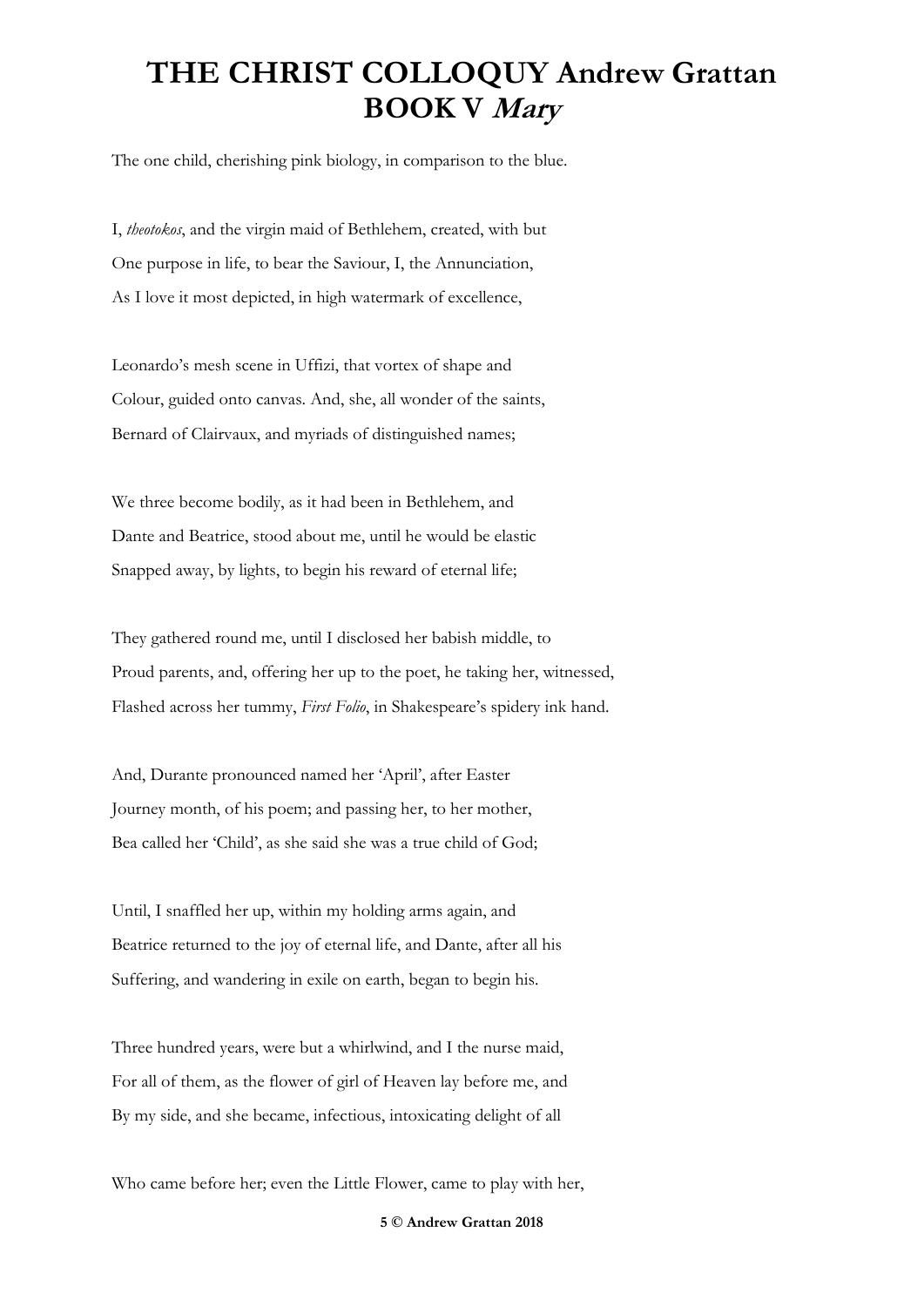# THE CHRIST COLLOQUY Andrew Grattan
## BOOK V *Mary*

The one child, cherishing pink biology, in comparison to the blue.

I, *theotokos*, and the virgin maid of Bethlehem, created, with but
One purpose in life, to bear the Saviour, I, the Annunciation,
As I love it most depicted, in high watermark of excellence,

Leonardo's mesh scene in Uffizi, that vortex of shape and
Colour, guided onto canvas. And, she, all wonder of the saints,
Bernard of Clairvaux, and myriads of distinguished names;

We three become bodily, as it had been in Bethlehem, and
Dante and Beatrice, stood about me, until he would be elastic
Snapped away, by lights, to begin his reward of eternal life;

They gathered round me, until I disclosed her babish middle, to
Proud parents, and, offering her up to the poet, he taking her, witnessed,
Flashed across her tummy, *First Folio*, in Shakespeare's spidery ink hand.

And, Durante pronounced named her 'April', after Easter
Journey month, of his poem; and passing her, to her mother,
Bea called her 'Child', as she said she was a true child of God;

Until, I snaffled her up, within my holding arms again, and
Beatrice returned to the joy of eternal life, and Dante, after all his
Suffering, and wandering in exile on earth, began to begin his.

Three hundred years, were but a whirlwind, and I the nurse maid,
For all of them, as the flower of girl of Heaven lay before me, and
By my side, and she became, infectious, intoxicating delight of all

Who came before her; even the Little Flower, came to play with her,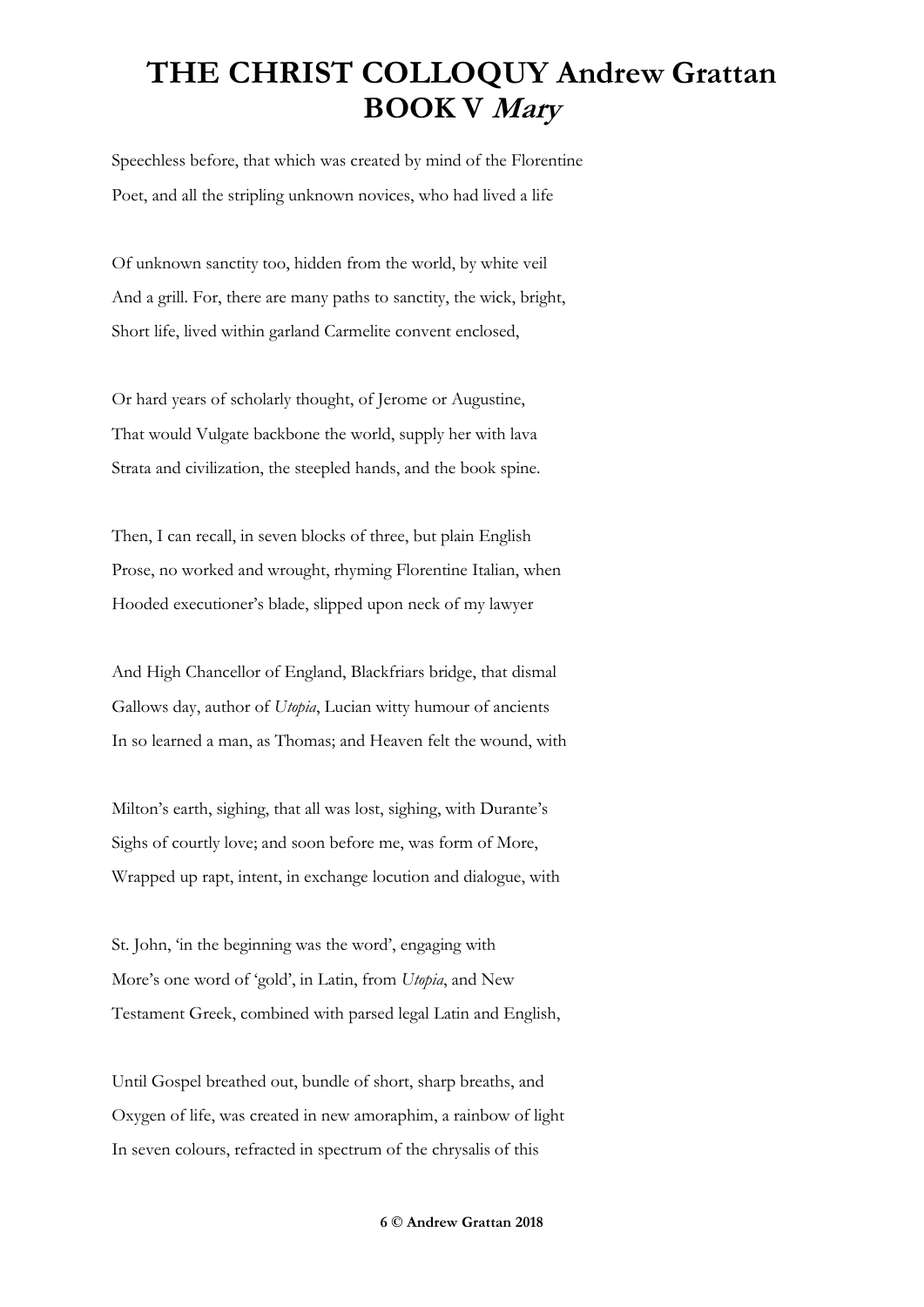# THE CHRIST COLLOQUY Andrew Grattan
## BOOK V *Mary*

Speechless before, that which was created by mind of the Florentine
Poet, and all the stripling unknown novices, who had lived a life

Of unknown sanctity too, hidden from the world, by white veil
And a grill. For, there are many paths to sanctity, the wick, bright,
Short life, lived within garland Carmelite convent enclosed,

Or hard years of scholarly thought, of Jerome or Augustine,
That would Vulgate backbone the world, supply her with lava
Strata and civilization, the steepled hands, and the book spine.

Then, I can recall, in seven blocks of three, but plain English
Prose, no worked and wrought, rhyming Florentine Italian, when
Hooded executioner's blade, slipped upon neck of my lawyer

And High Chancellor of England, Blackfriars bridge, that dismal
Gallows day, author of *Utopia*, Lucian witty humour of ancients
In so learned a man, as Thomas; and Heaven felt the wound, with

Milton's earth, sighing, that all was lost, sighing, with Durante's
Sighs of courtly love; and soon before me, was form of More,
Wrapped up rapt, intent, in exchange locution and dialogue, with

St. John, 'in the beginning was the word', engaging with
More's one word of 'gold', in Latin, from *Utopia*, and New
Testament Greek, combined with parsed legal Latin and English,

Until Gospel breathed out, bundle of short, sharp breaths, and
Oxygen of life, was created in new amoraphim, a rainbow of light
In seven colours, refracted in spectrum of the chrysalis of this

**© Andrew Grattan 2018**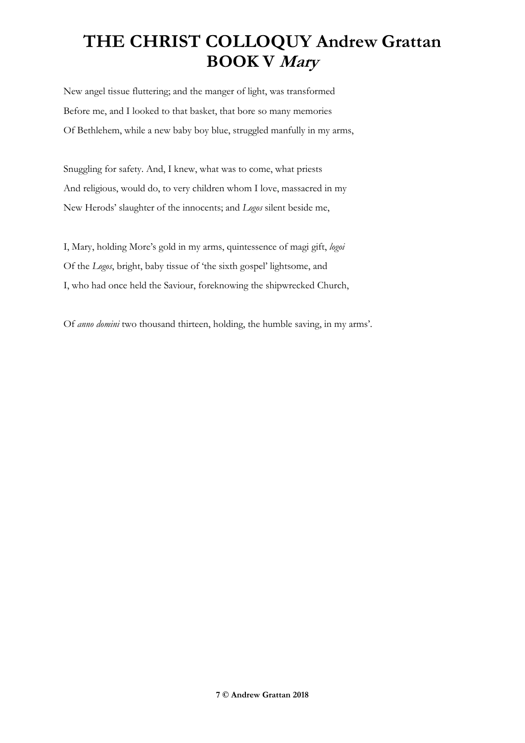# THE CHRIST COLLOQUY Andrew Grattan
# BOOK V *Mary*

New angel tissue fluttering; and the manger of light, was transformed
Before me, and I looked to that basket, that bore so many memories
Of Bethlehem, while a new baby boy blue, struggled manfully in my arms,

Snuggling for safety. And, I knew, what was to come, what priests
And religious, would do, to very children whom I love, massacred in my
New Herods' slaughter of the innocents; and *Logos* silent beside me,

I, Mary, holding More's gold in my arms, quintessence of magi gift, *logoi*
Of the *Logos*, bright, baby tissue of 'the sixth gospel' lightsome, and
I, who had once held the Saviour, foreknowing the shipwrecked Church,

Of *anno domini* two thousand thirteen, holding, the humble saving, in my arms'.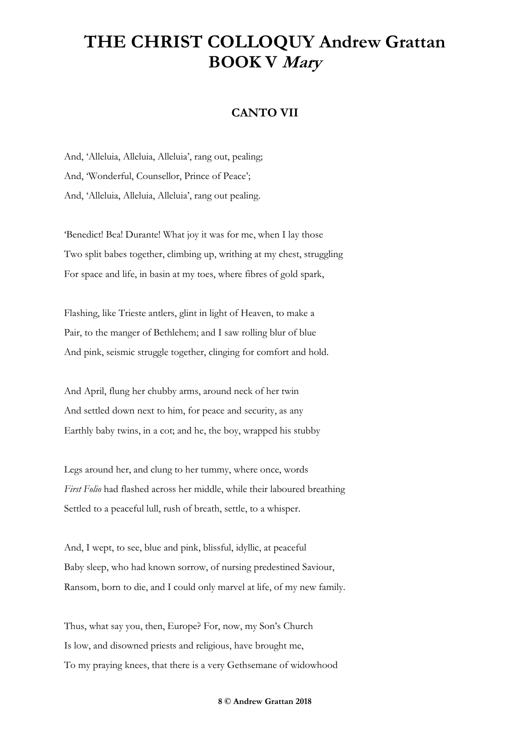# THE CHRIST COLLOQUY Andrew Grattan
# BOOK V *Mary*

## CANTO VII

And, 'Alleluia, Alleluia, Alleluia', rang out, pealing;
And, 'Wonderful, Counsellor, Prince of Peace';
And, 'Alleluia, Alleluia, Alleluia', rang out pealing.

'Benedict! Bea! Durante! What joy it was for me, when I lay those
Two split babes together, climbing up, writhing at my chest, struggling
For space and life, in basin at my toes, where fibres of gold spark,

Flashing, like Trieste antlers, glint in light of Heaven, to make a
Pair, to the manger of Bethlehem; and I saw rolling blur of blue
And pink, seismic struggle together, clinging for comfort and hold.

And April, flung her chubby arms, around neck of her twin
And settled down next to him, for peace and security, as any
Earthly baby twins, in a cot; and he, the boy, wrapped his stubby

Legs around her, and clung to her tummy, where once, words
*First Folio* had flashed across her middle, while their laboured breathing
Settled to a peaceful lull, rush of breath, settle, to a whisper.

And, I wept, to see, blue and pink, blissful, idyllic, at peaceful
Baby sleep, who had known sorrow, of nursing predestined Saviour,
Ransom, born to die, and I could only marvel at life, of my new family.

Thus, what say you, then, Europe? For, now, my Son's Church
Is low, and disowned priests and religious, have brought me,
To my praying knees, that there is a very Gethsemane of widowhood

**© Andrew Grattan 2018**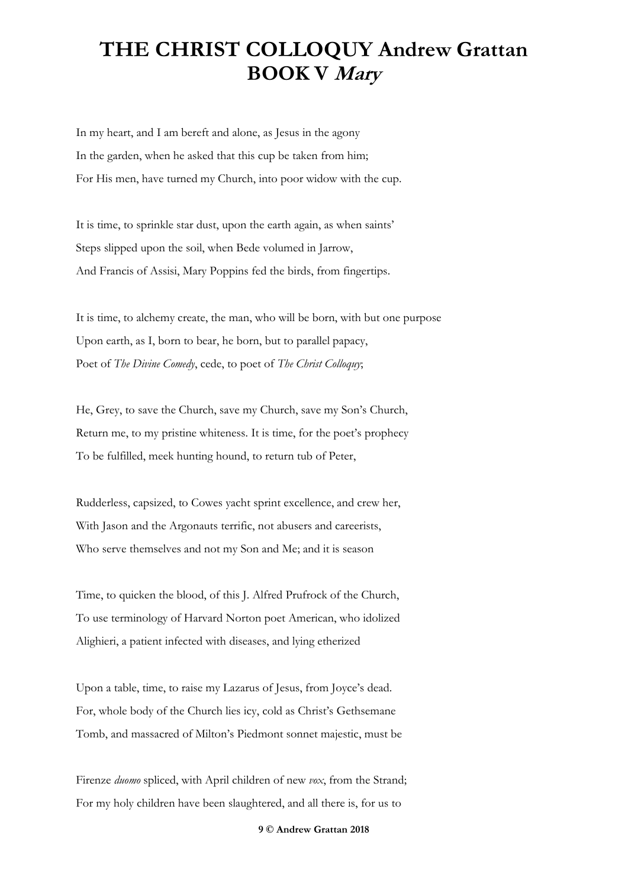# THE CHRIST COLLOQUY Andrew Grattan BOOK V *Mary*

In my heart, and I am bereft and alone, as Jesus in the agony
In the garden, when he asked that this cup be taken from him;
For His men, have turned my Church, into poor widow with the cup.

It is time, to sprinkle star dust, upon the earth again, as when saints'
Steps slipped upon the soil, when Bede volumed in Jarrow,
And Francis of Assisi, Mary Poppins fed the birds, from fingertips.

It is time, to alchemy create, the man, who will be born, with but one purpose
Upon earth, as I, born to bear, he born, but to parallel papacy,
Poet of *The Divine Comedy*, cede, to poet of *The Christ Colloquy*;

He, Grey, to save the Church, save my Church, save my Son's Church,
Return me, to my pristine whiteness. It is time, for the poet's prophecy
To be fulfilled, meek hunting hound, to return tub of Peter,

Rudderless, capsized, to Cowes yacht sprint excellence, and crew her,
With Jason and the Argonauts terrific, not abusers and careerists,
Who serve themselves and not my Son and Me; and it is season

Time, to quicken the blood, of this J. Alfred Prufrock of the Church,
To use terminology of Harvard Norton poet American, who idolized
Alighieri, a patient infected with diseases, and lying etherized

Upon a table, time, to raise my Lazarus of Jesus, from Joyce's dead.
For, whole body of the Church lies icy, cold as Christ's Gethsemane
Tomb, and massacred of Milton's Piedmont sonnet majestic, must be

Firenze *duomo* spliced, with April children of new *vox*, from the Strand;
For my holy children have been slaughtered, and all there is, for us to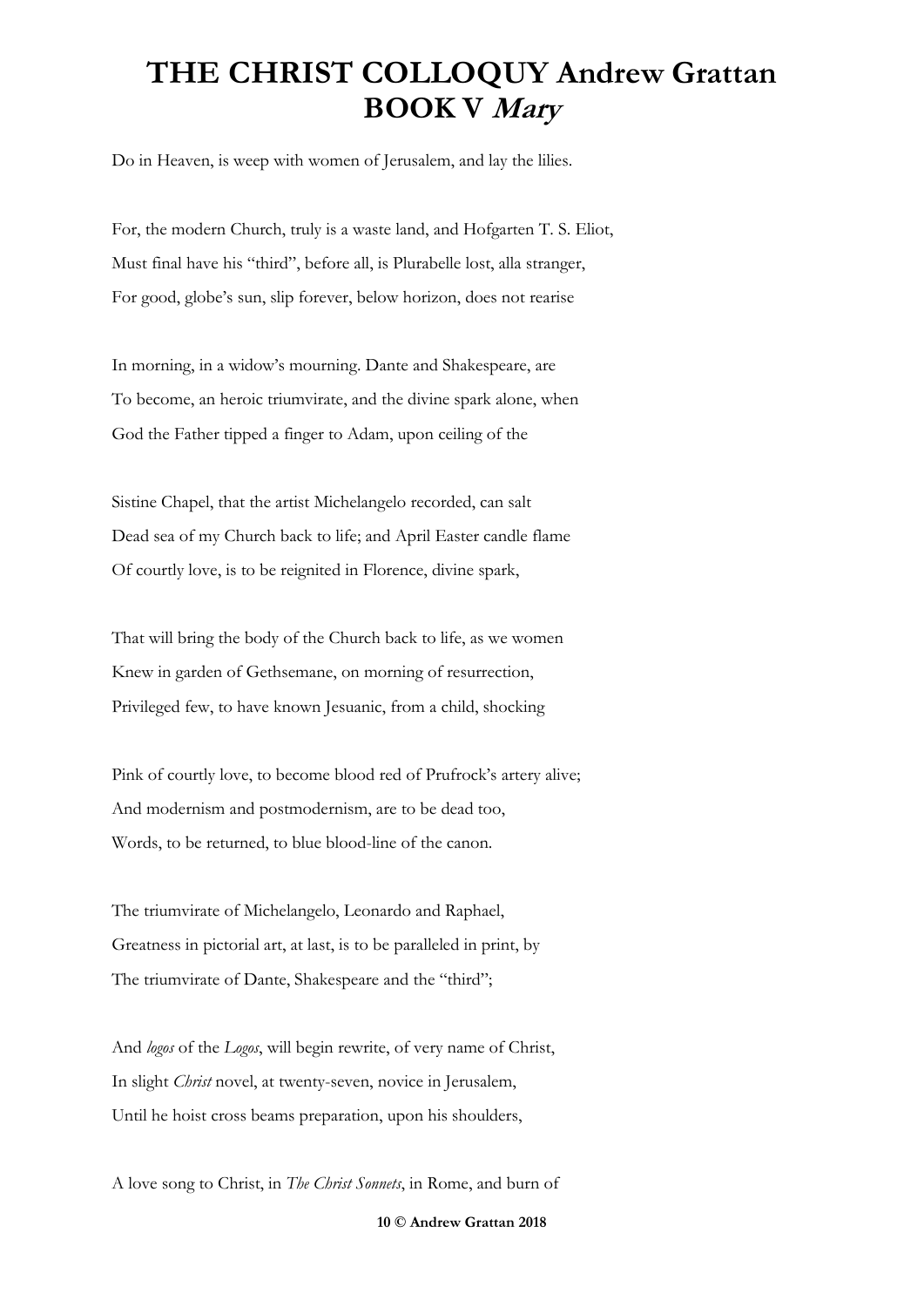# THE CHRIST COLLOQUY Andrew Grattan BOOK V *Mary*

Do in Heaven, is weep with women of Jerusalem, and lay the lilies.

For, the modern Church, truly is a waste land, and Hofgarten T. S. Eliot,
Must final have his "third", before all, is Plurabelle lost, alla stranger,
For good, globe's sun, slip forever, below horizon, does not rearise

In morning, in a widow's mourning. Dante and Shakespeare, are
To become, an heroic triumvirate, and the divine spark alone, when
God the Father tipped a finger to Adam, upon ceiling of the

Sistine Chapel, that the artist Michelangelo recorded, can salt
Dead sea of my Church back to life; and April Easter candle flame
Of courtly love, is to be reignited in Florence, divine spark,

That will bring the body of the Church back to life, as we women
Knew in garden of Gethsemane, on morning of resurrection,
Privileged few, to have known Jesuanic, from a child, shocking

Pink of courtly love, to become blood red of Prufrock's artery alive;
And modernism and postmodernism, are to be dead too,
Words, to be returned, to blue blood-line of the canon.

The triumvirate of Michelangelo, Leonardo and Raphael,
Greatness in pictorial art, at last, is to be paralleled in print, by
The triumvirate of Dante, Shakespeare and the "third";

And *logos* of the *Logos*, will begin rewrite, of very name of Christ,
In slight *Christ* novel, at twenty-seven, novice in Jerusalem,
Until he hoist cross beams preparation, upon his shoulders,

A love song to Christ, in *The Christ Sonnets*, in Rome, and burn of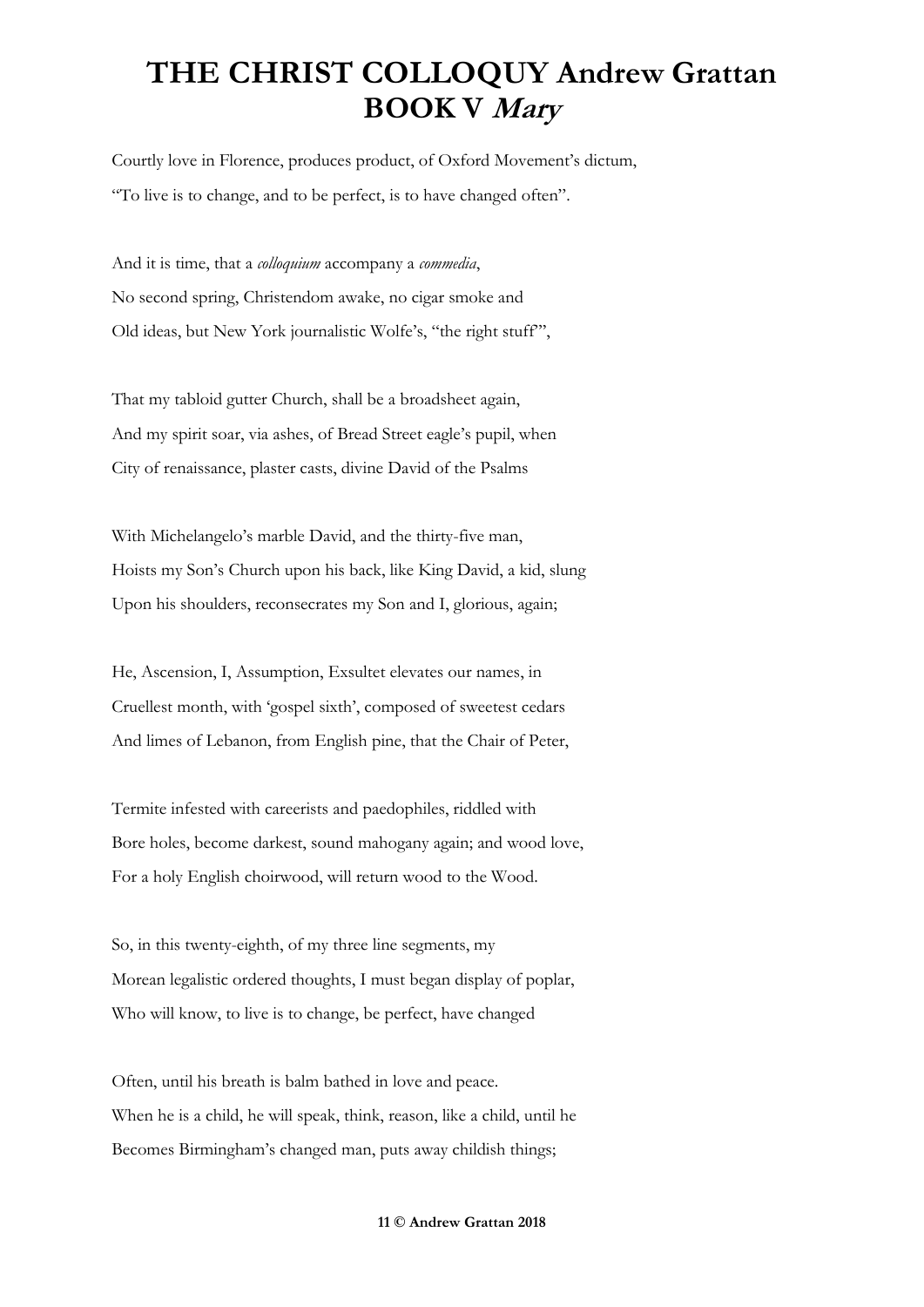# THE CHRIST COLLOQUY Andrew Grattan
## BOOK V *Mary*

Courtly love in Florence, produces product, of Oxford Movement's dictum,
"To live is to change, and to be perfect, is to have changed often".

And it is time, that a *colloquium* accompany a *commedia*,
No second spring, Christendom awake, no cigar smoke and
Old ideas, but New York journalistic Wolfe's, "the right stuff'",

That my tabloid gutter Church, shall be a broadsheet again,
And my spirit soar, via ashes, of Bread Street eagle's pupil, when
City of renaissance, plaster casts, divine David of the Psalms

With Michelangelo's marble David, and the thirty-five man,
Hoists my Son's Church upon his back, like King David, a kid, slung
Upon his shoulders, reconsecrates my Son and I, glorious, again;

He, Ascension, I, Assumption, Exsultet elevates our names, in
Cruellest month, with 'gospel sixth', composed of sweetest cedars
And limes of Lebanon, from English pine, that the Chair of Peter,

Termite infested with careerists and paedophiles, riddled with
Bore holes, become darkest, sound mahogany again; and wood love,
For a holy English choirwood, will return wood to the Wood.

So, in this twenty-eighth, of my three line segments, my
Morean legalistic ordered thoughts, I must began display of poplar,
Who will know, to live is to change, be perfect, have changed

Often, until his breath is balm bathed in love and peace.
When he is a child, he will speak, think, reason, like a child, until he
Becomes Birmingham's changed man, puts away childish things;

**© Andrew Grattan 2018**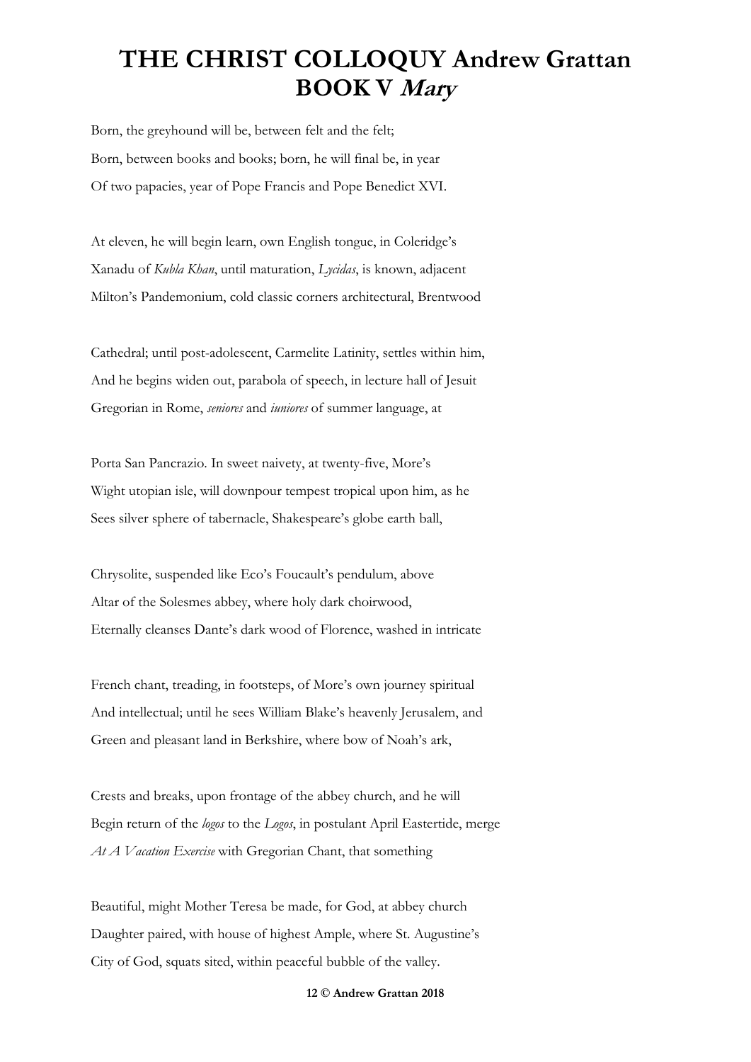# THE CHRIST COLLOQUY Andrew Grattan BOOK V *Mary*

Born, the greyhound will be, between felt and the felt;
Born, between books and books; born, he will final be, in year
Of two papacies, year of Pope Francis and Pope Benedict XVI.

At eleven, he will begin learn, own English tongue, in Coleridge's
Xanadu of *Kubla Khan*, until maturation, *Lycidas*, is known, adjacent
Milton's Pandemonium, cold classic corners architectural, Brentwood

Cathedral; until post-adolescent, Carmelite Latinity, settles within him,
And he begins widen out, parabola of speech, in lecture hall of Jesuit
Gregorian in Rome, *seniores* and *iuniores* of summer language, at

Porta San Pancrazio. In sweet naivety, at twenty-five, More's
Wight utopian isle, will downpour tempest tropical upon him, as he
Sees silver sphere of tabernacle, Shakespeare's globe earth ball,

Chrysolite, suspended like Eco's Foucault's pendulum, above
Altar of the Solesmes abbey, where holy dark choirwood,
Eternally cleanses Dante's dark wood of Florence, washed in intricate

French chant, treading, in footsteps, of More's own journey spiritual
And intellectual; until he sees William Blake's heavenly Jerusalem, and
Green and pleasant land in Berkshire, where bow of Noah's ark,

Crests and breaks, upon frontage of the abbey church, and he will
Begin return of the *logos* to the *Logos*, in postulant April Eastertide, merge
*At A Vacation Exercise* with Gregorian Chant, that something

Beautiful, might Mother Teresa be made, for God, at abbey church
Daughter paired, with house of highest Ample, where St. Augustine's
City of God, squats sited, within peaceful bubble of the valley.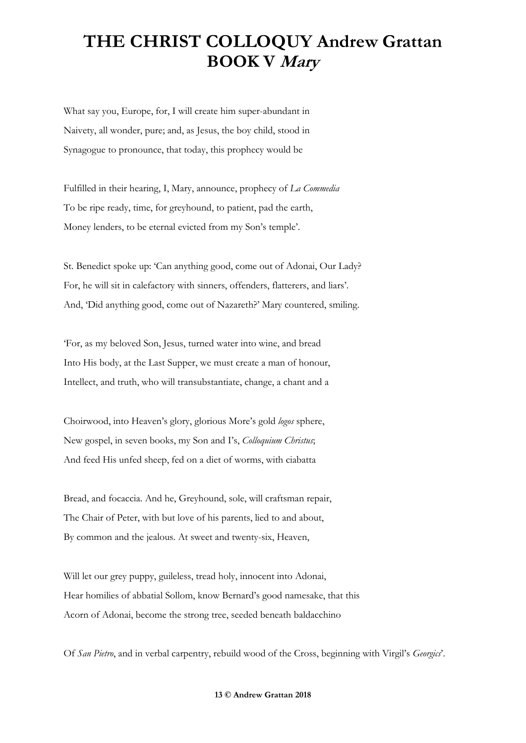# THE CHRIST COLLOQUY Andrew Grattan
# BOOK V *Mary*

What say you, Europe, for, I will create him super-abundant in
Naivety, all wonder, pure; and, as Jesus, the boy child, stood in
Synagogue to pronounce, that today, this prophecy would be

Fulfilled in their hearing, I, Mary, announce, prophecy of *La Commedia*
To be ripe ready, time, for greyhound, to patient, pad the earth,
Money lenders, to be eternal evicted from my Son's temple'.

St. Benedict spoke up: 'Can anything good, come out of Adonai, Our Lady?
For, he will sit in calefactory with sinners, offenders, flatterers, and liars'.
And, 'Did anything good, come out of Nazareth?' Mary countered, smiling.

'For, as my beloved Son, Jesus, turned water into wine, and bread
Into His body, at the Last Supper, we must create a man of honour,
Intellect, and truth, who will transubstantiate, change, a chant and a

Choirwood, into Heaven's glory, glorious More's gold *logos* sphere,
New gospel, in seven books, my Son and I's, *Colloquium Christus*;
And feed His unfed sheep, fed on a diet of worms, with ciabatta

Bread, and focaccia. And he, Greyhound, sole, will craftsman repair,
The Chair of Peter, with but love of his parents, lied to and about,
By common and the jealous. At sweet and twenty-six, Heaven,

Will let our grey puppy, guileless, tread holy, innocent into Adonai,
Hear homilies of abbatial Sollom, know Bernard's good namesake, that this
Acorn of Adonai, become the strong tree, seeded beneath baldacchino

Of *San Pietro*, and in verbal carpentry, rebuild wood of the Cross, beginning with Virgil's *Georgics*'.

**© Andrew Grattan 2018**